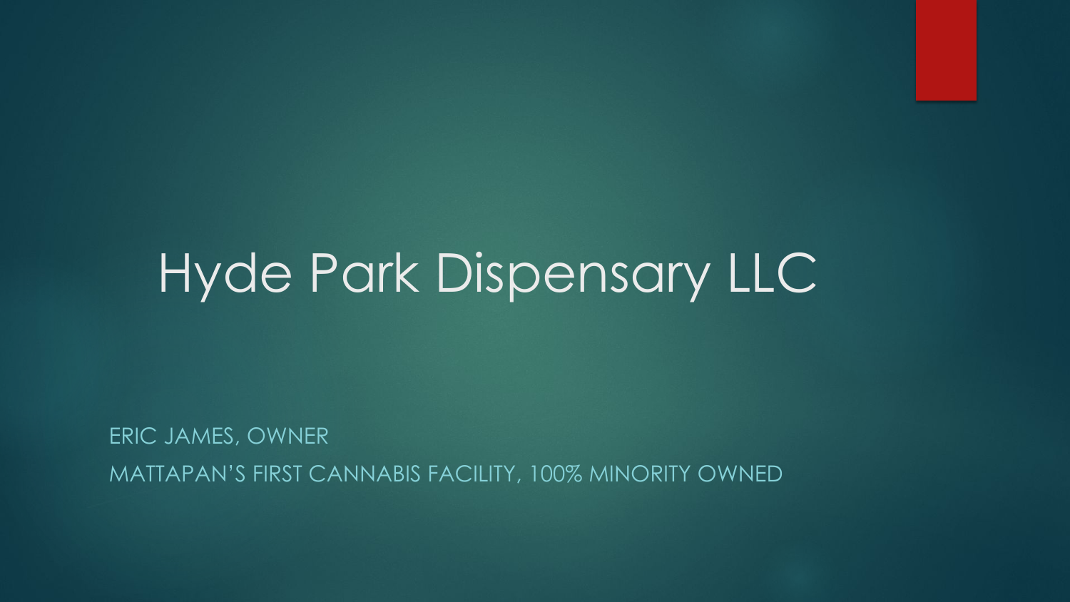# Hyde Park Dispensary LLC

ERIC JAMES, OWNER

MATTAPAN'S FIRST CANNABIS FACILITY, 100% MINORITY OWNED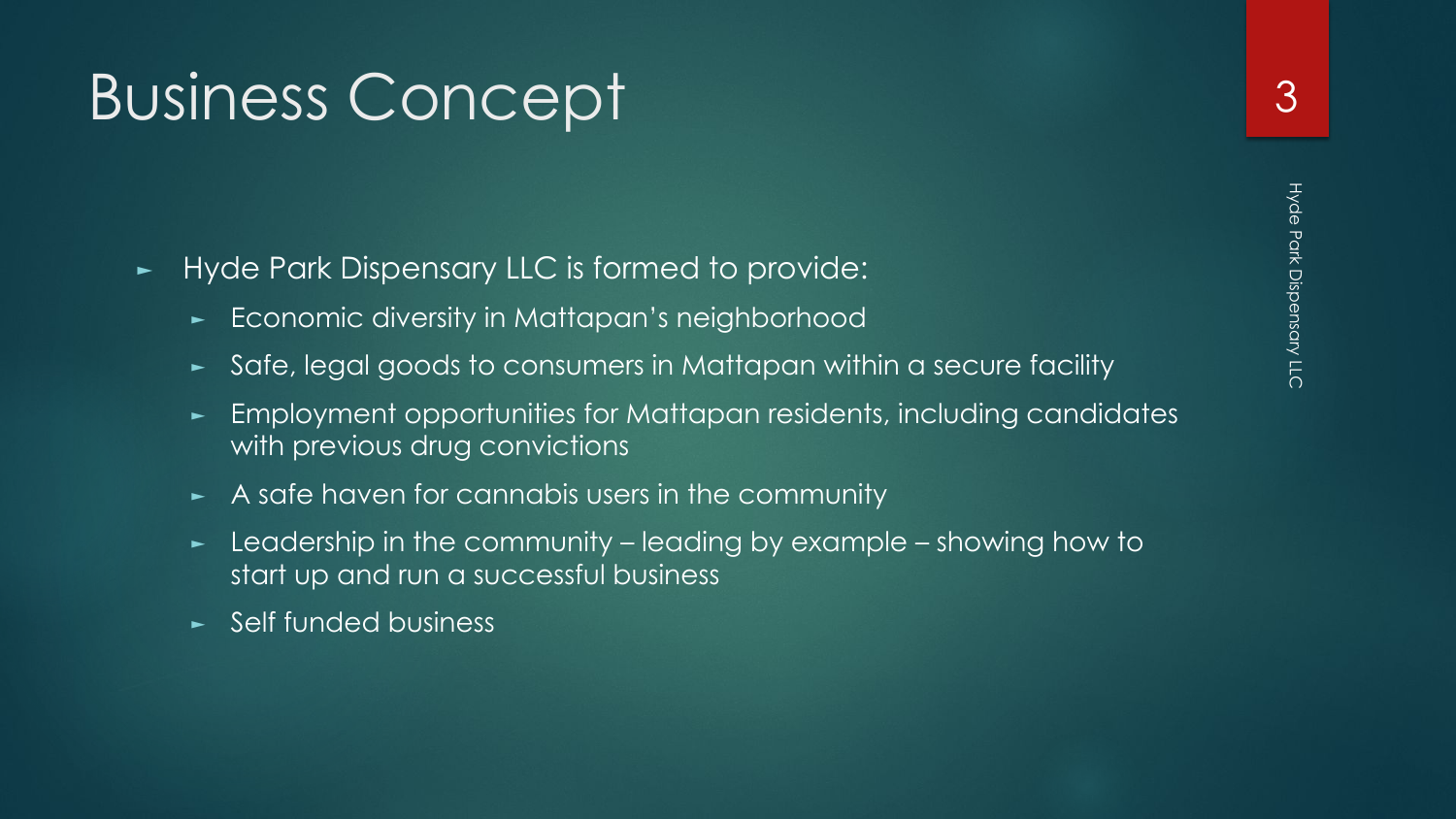# Business Concept

- Hyde Park Dispensary LLC is formed to provide:
  - Economic diversity in Mattapan's neighborhood
  - Safe, legal goods to consumers in Mattapan within a secure facility
  - Employment opportunities for Mattapan residents, including candidates with previous drug convictions
  - A safe haven for cannabis users in the community
  - Leadership in the community – leading by example – showing how to start up and run a successful business
  - Self funded business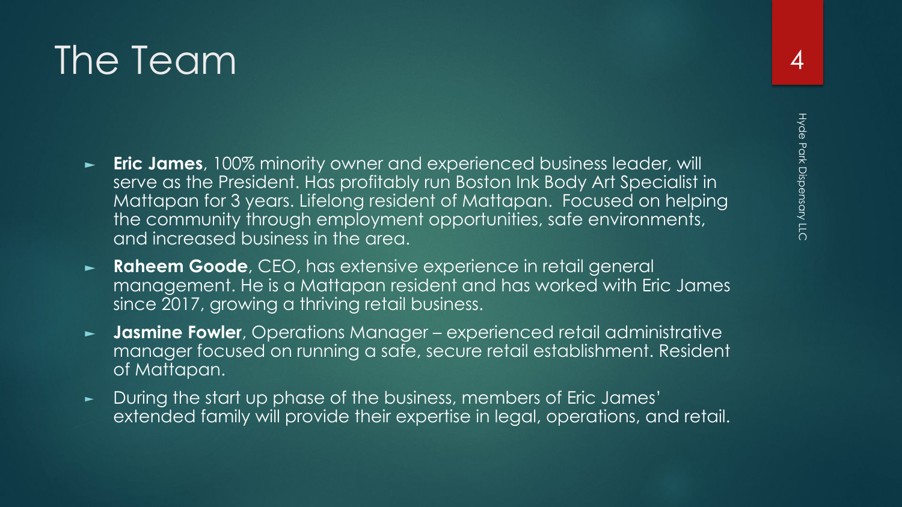# The Team

- **Eric James**, 100% minority owner and experienced business leader, will serve as the President. Has profitably run Boston Ink Body Art Specialist in Mattapan for 3 years. Lifelong resident of Mattapan. Focused on helping the community through employment opportunities, safe environments, and increased business in the area.
- **Raheem Goode**, CEO, has extensive experience in retail general management. He is a Mattapan resident and has worked with Eric James since 2017, growing a thriving retail business.
- **Jasmine Fowler**, Operations Manager – experienced retail administrative manager focused on running a safe, secure retail establishment. Resident of Mattapan.
- During the start up phase of the business, members of Eric James' extended family will provide their expertise in legal, operations, and retail.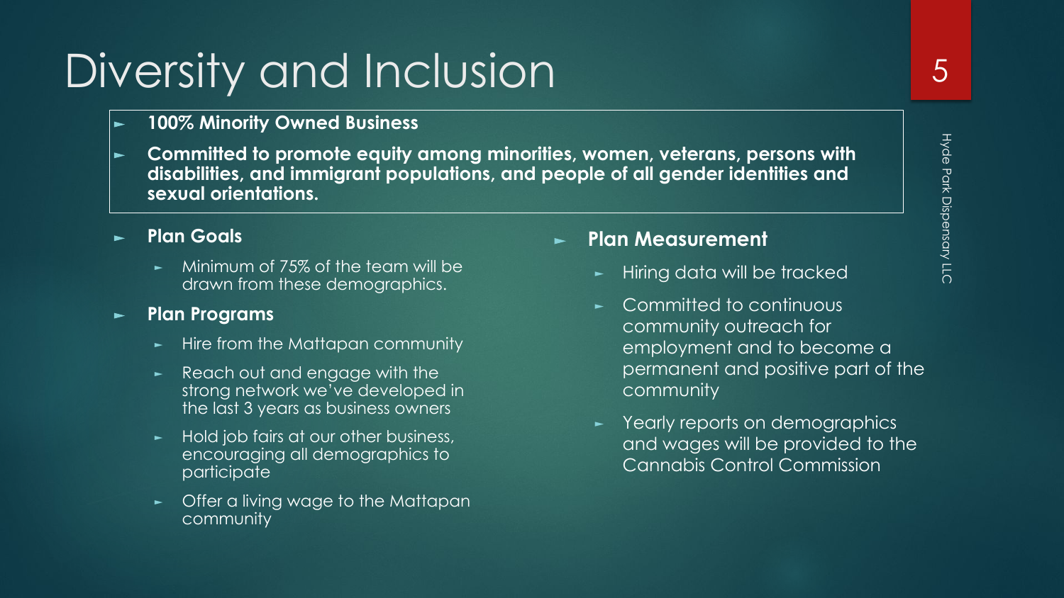# Diversity and Inclusion

- **100% Minority Owned Business**
- **Committed to promote equity among minorities, women, veterans, persons with disabilities, and immigrant populations, and people of all gender identities and sexual orientations.**

- **Plan Goals**
  - Minimum of 75% of the team will be drawn from these demographics.
- **Plan Programs**
  - Hire from the Mattapan community
  - Reach out and engage with the strong network we've developed in the last 3 years as business owners
  - Hold job fairs at our other business, encouraging all demographics to participate
  - Offer a living wage to the Mattapan community

- **Plan Measurement**
  - Hiring data will be tracked
  - Committed to continuous community outreach for employment and to become a permanent and positive part of the community
  - Yearly reports on demographics and wages will be provided to the Cannabis Control Commission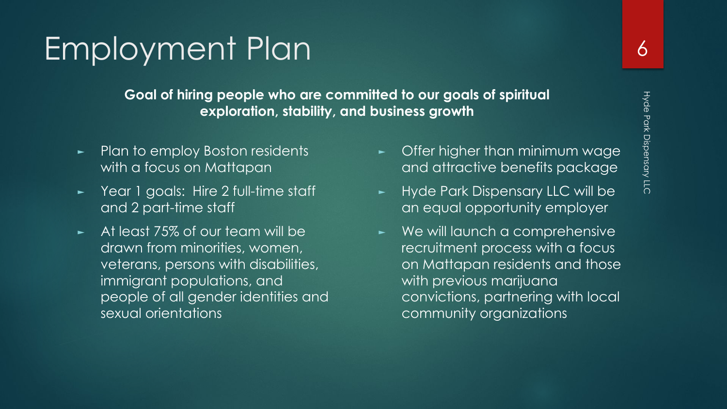# Employment Plan

**Goal of hiring people who are committed to our goals of spiritual exploration, stability, and business growth**

- Plan to employ Boston residents with a focus on Mattapan
- Year 1 goals: Hire 2 full-time staff and 2 part-time staff
- At least 75% of our team will be drawn from minorities, women, veterans, persons with disabilities, immigrant populations, and people of all gender identities and sexual orientations
- Offer higher than minimum wage and attractive benefits package
- Hyde Park Dispensary LLC will be an equal opportunity employer
- We will launch a comprehensive recruitment process with a focus on Mattapan residents and those with previous marijuana convictions, partnering with local community organizations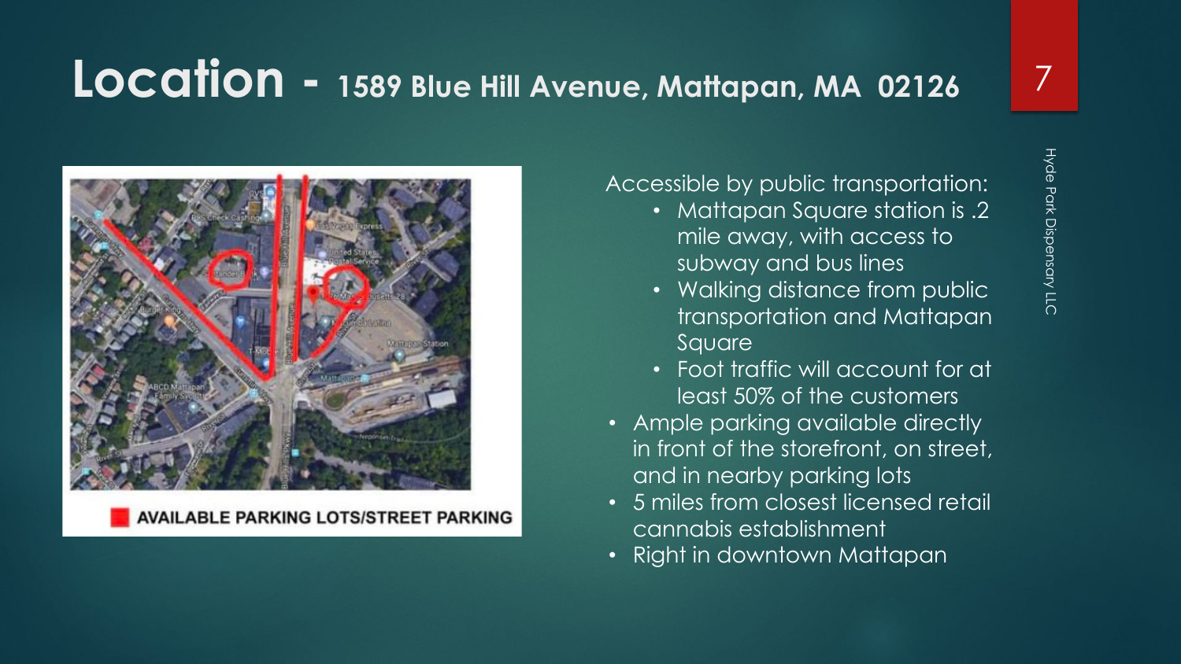# Location - 1589 Blue Hill Avenue, Mattapan, MA 02126

AVAILABLE PARKING LOTS/STREET PARKING

Accessible by public transportation:

- Mattapan Square station is .2 mile away, with access to subway and bus lines
- Walking distance from public transportation and Mattapan Square
- Foot traffic will account for at least 50% of the customers

- Ample parking available directly in front of the storefront, on street, and in nearby parking lots
- 5 miles from closest licensed retail cannabis establishment
- Right in downtown Mattapan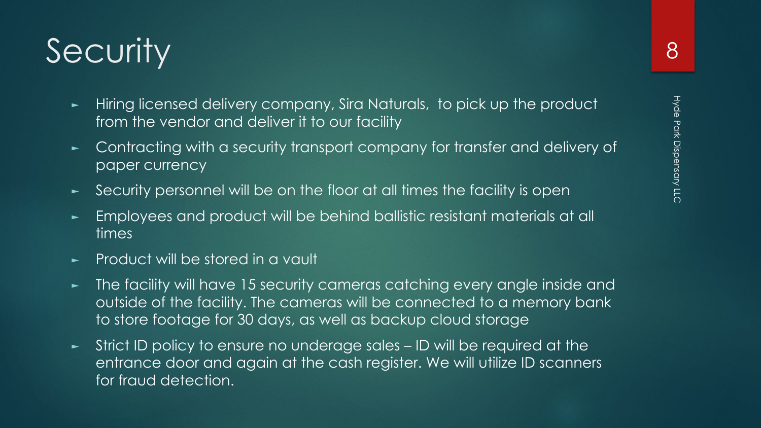# Security

- Hiring licensed delivery company, Sira Naturals, to pick up the product from the vendor and deliver it to our facility
- Contracting with a security transport company for transfer and delivery of paper currency
- Security personnel will be on the floor at all times the facility is open
- Employees and product will be behind ballistic resistant materials at all times
- Product will be stored in a vault
- The facility will have 15 security cameras catching every angle inside and outside of the facility. The cameras will be connected to a memory bank to store footage for 30 days, as well as backup cloud storage
- Strict ID policy to ensure no underage sales – ID will be required at the entrance door and again at the cash register. We will utilize ID scanners for fraud detection.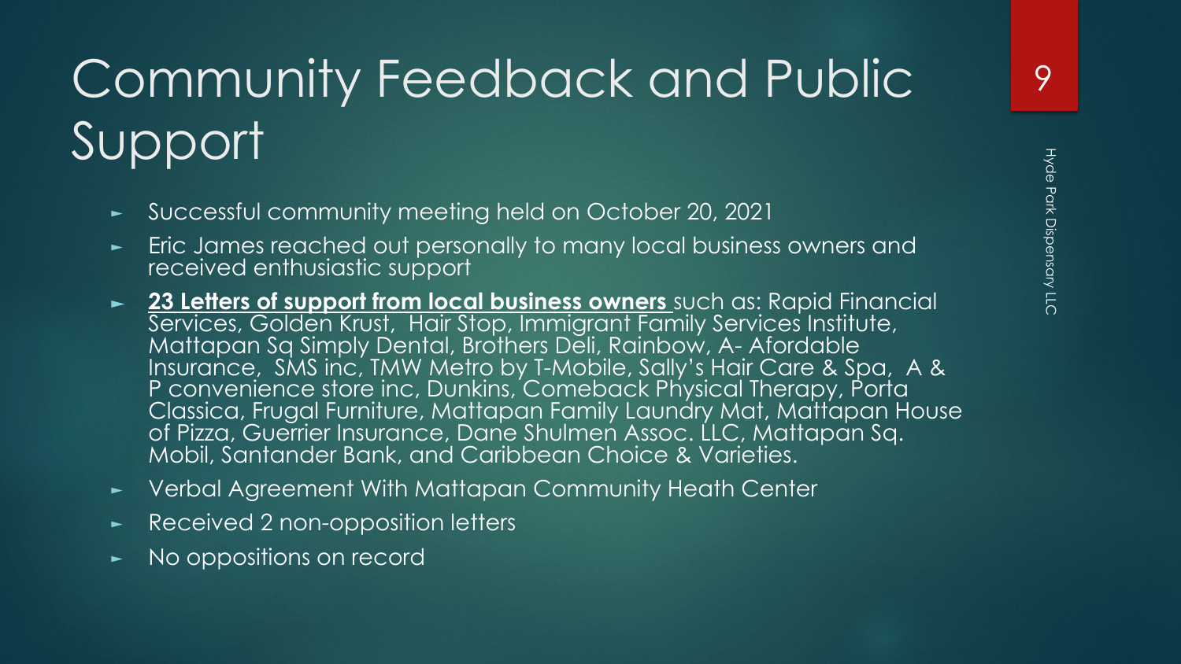# Community Feedback and Public Support

- Successful community meeting held on October 20, 2021
- Eric James reached out personally to many local business owners and received enthusiastic support
- **23 Letters of support from local business owners** such as: Rapid Financial Services, Golden Krust, Hair Stop, Immigrant Family Services Institute, Mattapan Sq Simply Dental, Brothers Deli, Rainbow, A- Afordable Insurance, SMS inc, TMW Metro by T-Mobile, Sally's Hair Care & Spa, A & P convenience store inc, Dunkins, Comeback Physical Therapy, Porta Classica, Frugal Furniture, Mattapan Family Laundry Mat, Mattapan House of Pizza, Guerrier Insurance, Dane Shulmen Assoc. LLC, Mattapan Sq. Mobil, Santander Bank, and Caribbean Choice & Varieties.
- Verbal Agreement With Mattapan Community Heath Center
- Received 2 non-opposition letters
- No oppositions on record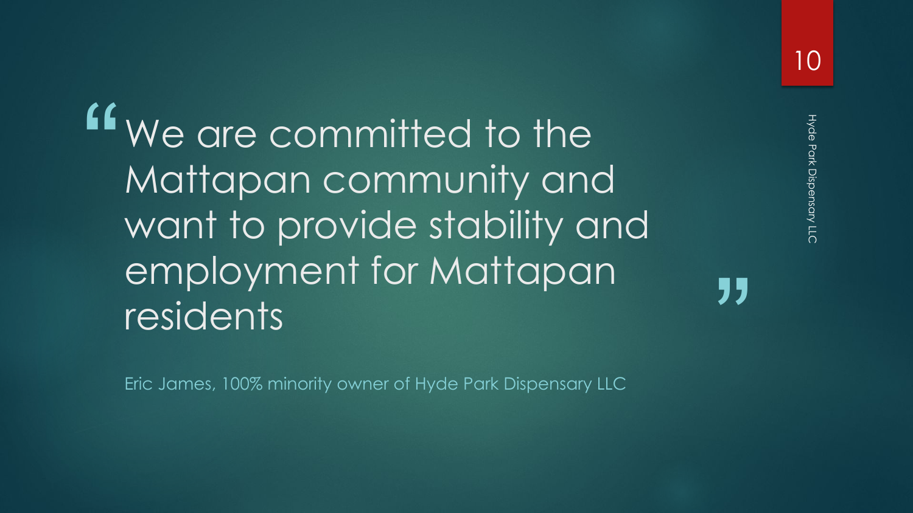> "We are committed to the Mattapan community and want to provide stability and employment for Mattapan residents"

Eric James, 100% minority owner of Hyde Park Dispensary LLC